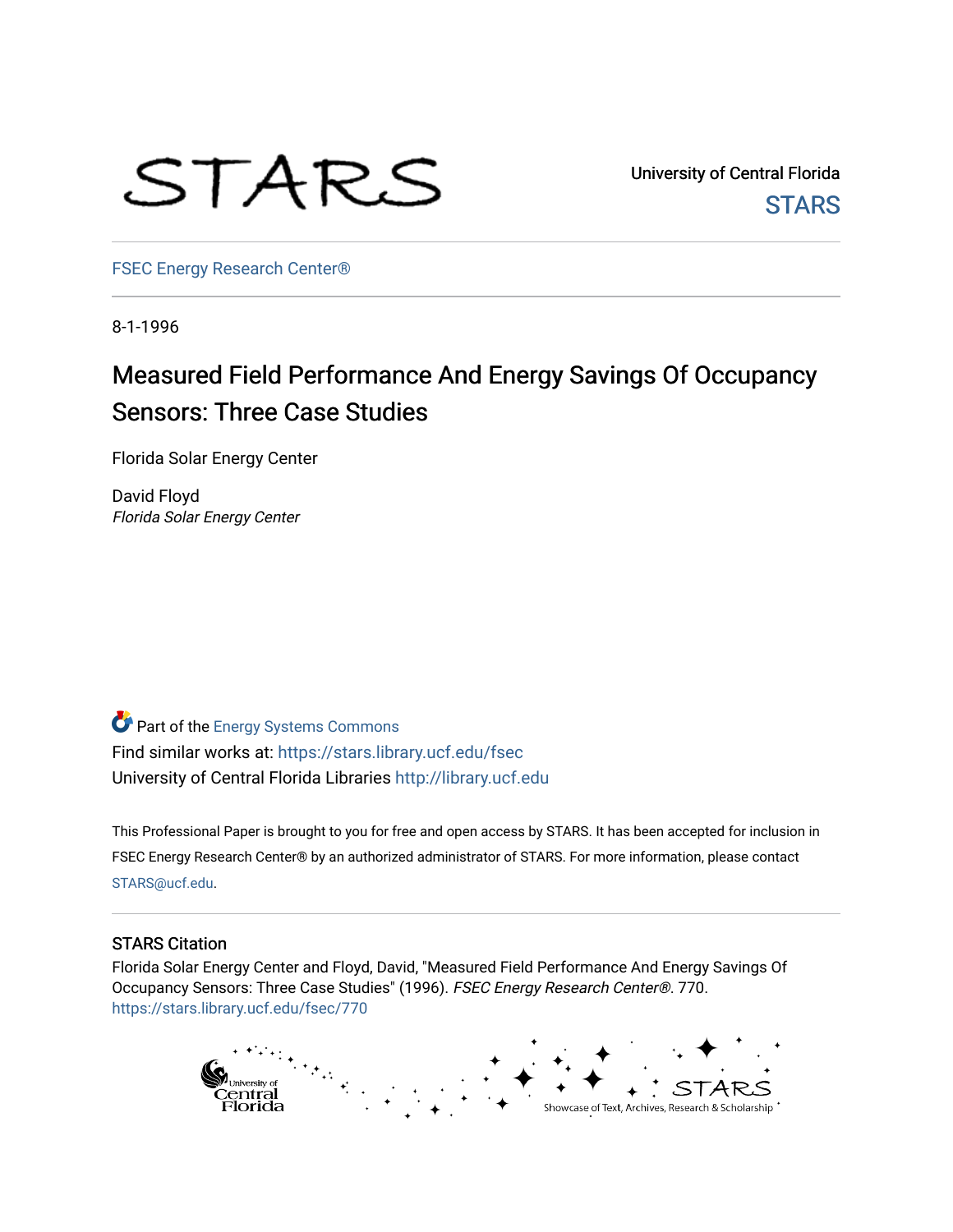STARS

University of Central Florida

STARS

FSEC Energy Research Center®

8-1-1996

# Measured Field Performance And Energy Savings Of Occupancy Sensors: Three Case Studies

Florida Solar Energy Center

David Floyd
*Florida Solar Energy Center*

Part of the Energy Systems Commons
Find similar works at: https://stars.library.ucf.edu/fsec
University of Central Florida Libraries http://library.ucf.edu

This Professional Paper is brought to you for free and open access by STARS. It has been accepted for inclusion in FSEC Energy Research Center® by an authorized administrator of STARS. For more information, please contact STARS@ucf.edu.

## STARS Citation

Florida Solar Energy Center and Floyd, David, "Measured Field Performance And Energy Savings Of Occupancy Sensors: Three Case Studies" (1996). *FSEC Energy Research Center®*. 770.
https://stars.library.ucf.edu/fsec/770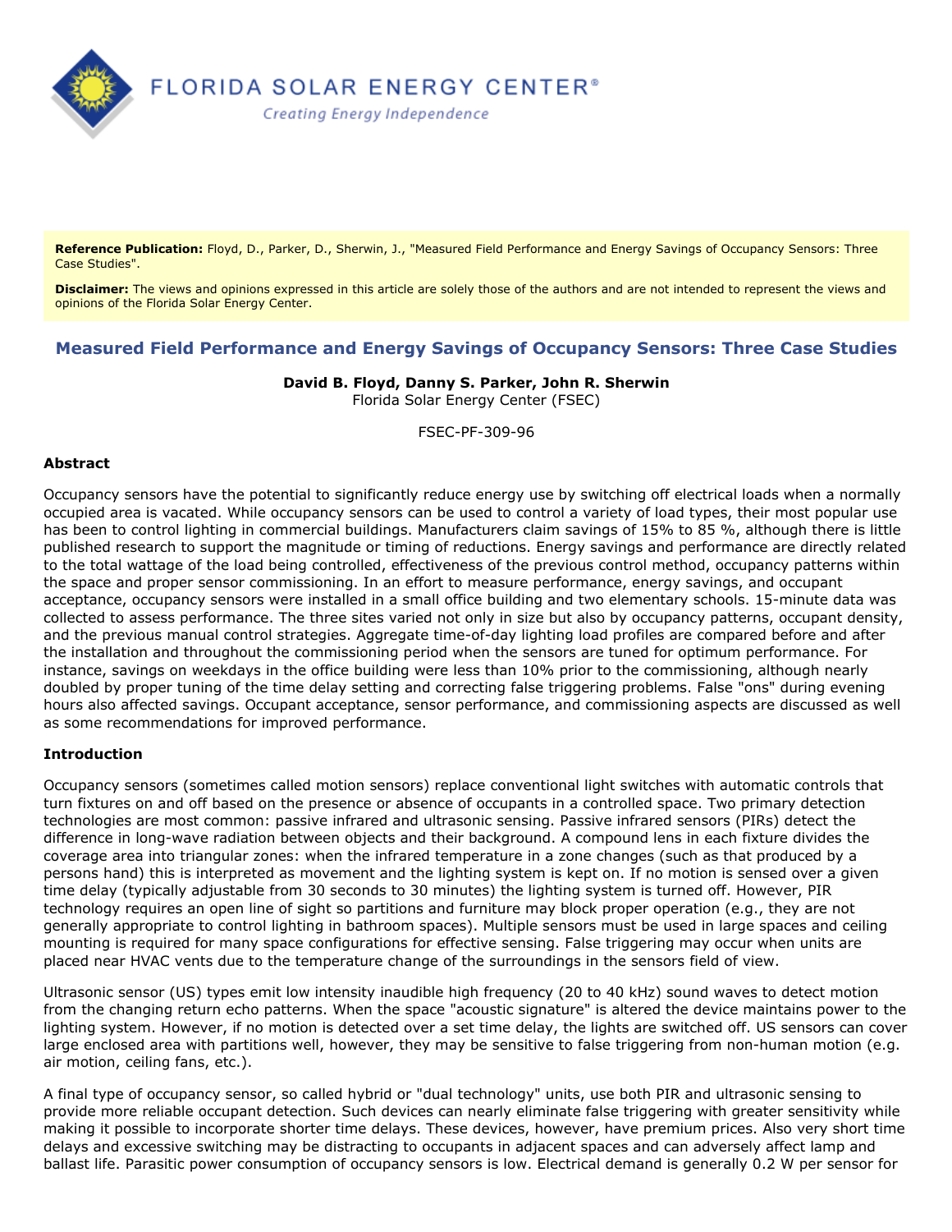**Reference Publication:** Floyd, D., Parker, D., Sherwin, J., "Measured Field Performance and Energy Savings of Occupancy Sensors: Three Case Studies".

**Disclaimer:** The views and opinions expressed in this article are solely those of the authors and are not intended to represent the views and opinions of the Florida Solar Energy Center.

## Measured Field Performance and Energy Savings of Occupancy Sensors: Three Case Studies

**David B. Floyd, Danny S. Parker, John R. Sherwin**
Florida Solar Energy Center (FSEC)

FSEC-PF-309-96

### Abstract

Occupancy sensors have the potential to significantly reduce energy use by switching off electrical loads when a normally occupied area is vacated. While occupancy sensors can be used to control a variety of load types, their most popular use has been to control lighting in commercial buildings. Manufacturers claim savings of 15% to 85 %, although there is little published research to support the magnitude or timing of reductions. Energy savings and performance are directly related to the total wattage of the load being controlled, effectiveness of the previous control method, occupancy patterns within the space and proper sensor commissioning. In an effort to measure performance, energy savings, and occupant acceptance, occupancy sensors were installed in a small office building and two elementary schools. 15-minute data was collected to assess performance. The three sites varied not only in size but also by occupancy patterns, occupant density, and the previous manual control strategies. Aggregate time-of-day lighting load profiles are compared before and after the installation and throughout the commissioning period when the sensors are tuned for optimum performance. For instance, savings on weekdays in the office building were less than 10% prior to the commissioning, although nearly doubled by proper tuning of the time delay setting and correcting false triggering problems. False "ons" during evening hours also affected savings. Occupant acceptance, sensor performance, and commissioning aspects are discussed as well as some recommendations for improved performance.

### Introduction

Occupancy sensors (sometimes called motion sensors) replace conventional light switches with automatic controls that turn fixtures on and off based on the presence or absence of occupants in a controlled space. Two primary detection technologies are most common: passive infrared and ultrasonic sensing. Passive infrared sensors (PIRs) detect the difference in long-wave radiation between objects and their background. A compound lens in each fixture divides the coverage area into triangular zones: when the infrared temperature in a zone changes (such as that produced by a persons hand) this is interpreted as movement and the lighting system is kept on. If no motion is sensed over a given time delay (typically adjustable from 30 seconds to 30 minutes) the lighting system is turned off. However, PIR technology requires an open line of sight so partitions and furniture may block proper operation (e.g., they are not generally appropriate to control lighting in bathroom spaces). Multiple sensors must be used in large spaces and ceiling mounting is required for many space configurations for effective sensing. False triggering may occur when units are placed near HVAC vents due to the temperature change of the surroundings in the sensors field of view.

Ultrasonic sensor (US) types emit low intensity inaudible high frequency (20 to 40 kHz) sound waves to detect motion from the changing return echo patterns. When the space "acoustic signature" is altered the device maintains power to the lighting system. However, if no motion is detected over a set time delay, the lights are switched off. US sensors can cover large enclosed area with partitions well, however, they may be sensitive to false triggering from non-human motion (e.g. air motion, ceiling fans, etc.).

A final type of occupancy sensor, so called hybrid or "dual technology" units, use both PIR and ultrasonic sensing to provide more reliable occupant detection. Such devices can nearly eliminate false triggering with greater sensitivity while making it possible to incorporate shorter time delays. These devices, however, have premium prices. Also very short time delays and excessive switching may be distracting to occupants in adjacent spaces and can adversely affect lamp and ballast life. Parasitic power consumption of occupancy sensors is low. Electrical demand is generally 0.2 W per sensor for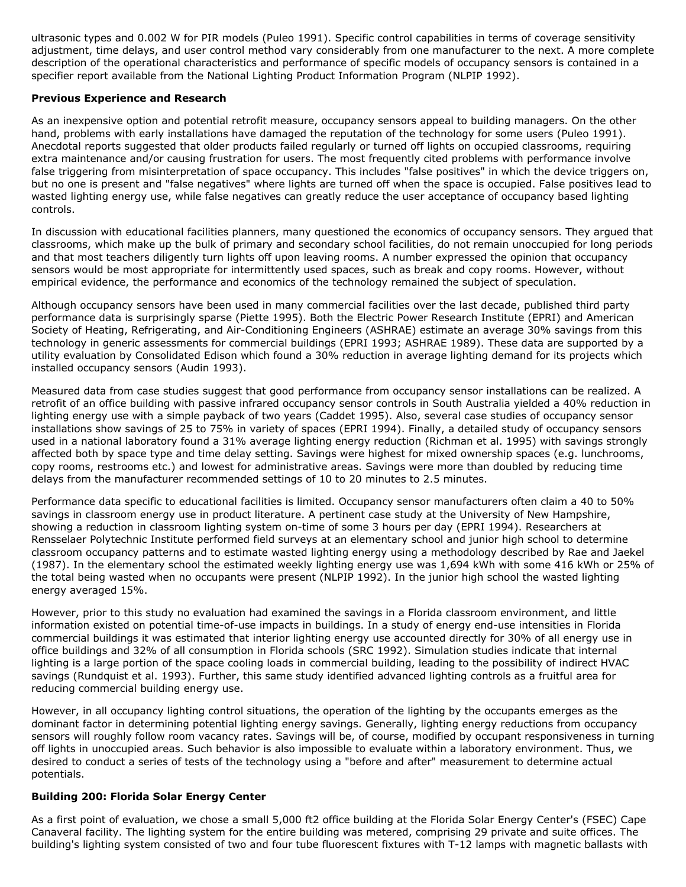ultrasonic types and 0.002 W for PIR models (Puleo 1991). Specific control capabilities in terms of coverage sensitivity adjustment, time delays, and user control method vary considerably from one manufacturer to the next. A more complete description of the operational characteristics and performance of specific models of occupancy sensors is contained in a specifier report available from the National Lighting Product Information Program (NLPIP 1992).

**Previous Experience and Research**

As an inexpensive option and potential retrofit measure, occupancy sensors appeal to building managers. On the other hand, problems with early installations have damaged the reputation of the technology for some users (Puleo 1991). Anecdotal reports suggested that older products failed regularly or turned off lights on occupied classrooms, requiring extra maintenance and/or causing frustration for users. The most frequently cited problems with performance involve false triggering from misinterpretation of space occupancy. This includes "false positives" in which the device triggers on, but no one is present and "false negatives" where lights are turned off when the space is occupied. False positives lead to wasted lighting energy use, while false negatives can greatly reduce the user acceptance of occupancy based lighting controls.

In discussion with educational facilities planners, many questioned the economics of occupancy sensors. They argued that classrooms, which make up the bulk of primary and secondary school facilities, do not remain unoccupied for long periods and that most teachers diligently turn lights off upon leaving rooms. A number expressed the opinion that occupancy sensors would be most appropriate for intermittently used spaces, such as break and copy rooms. However, without empirical evidence, the performance and economics of the technology remained the subject of speculation.

Although occupancy sensors have been used in many commercial facilities over the last decade, published third party performance data is surprisingly sparse (Piette 1995). Both the Electric Power Research Institute (EPRI) and American Society of Heating, Refrigerating, and Air-Conditioning Engineers (ASHRAE) estimate an average 30% savings from this technology in generic assessments for commercial buildings (EPRI 1993; ASHRAE 1989). These data are supported by a utility evaluation by Consolidated Edison which found a 30% reduction in average lighting demand for its projects which installed occupancy sensors (Audin 1993).

Measured data from case studies suggest that good performance from occupancy sensor installations can be realized. A retrofit of an office building with passive infrared occupancy sensor controls in South Australia yielded a 40% reduction in lighting energy use with a simple payback of two years (Caddet 1995). Also, several case studies of occupancy sensor installations show savings of 25 to 75% in variety of spaces (EPRI 1994). Finally, a detailed study of occupancy sensors used in a national laboratory found a 31% average lighting energy reduction (Richman et al. 1995) with savings strongly affected both by space type and time delay setting. Savings were highest for mixed ownership spaces (e.g. lunchrooms, copy rooms, restrooms etc.) and lowest for administrative areas. Savings were more than doubled by reducing time delays from the manufacturer recommended settings of 10 to 20 minutes to 2.5 minutes.

Performance data specific to educational facilities is limited. Occupancy sensor manufacturers often claim a 40 to 50% savings in classroom energy use in product literature. A pertinent case study at the University of New Hampshire, showing a reduction in classroom lighting system on-time of some 3 hours per day (EPRI 1994). Researchers at Rensselaer Polytechnic Institute performed field surveys at an elementary school and junior high school to determine classroom occupancy patterns and to estimate wasted lighting energy using a methodology described by Rae and Jaekel (1987). In the elementary school the estimated weekly lighting energy use was 1,694 kWh with some 416 kWh or 25% of the total being wasted when no occupants were present (NLPIP 1992). In the junior high school the wasted lighting energy averaged 15%.

However, prior to this study no evaluation had examined the savings in a Florida classroom environment, and little information existed on potential time-of-use impacts in buildings. In a study of energy end-use intensities in Florida commercial buildings it was estimated that interior lighting energy use accounted directly for 30% of all energy use in office buildings and 32% of all consumption in Florida schools (SRC 1992). Simulation studies indicate that internal lighting is a large portion of the space cooling loads in commercial building, leading to the possibility of indirect HVAC savings (Rundquist et al. 1993). Further, this same study identified advanced lighting controls as a fruitful area for reducing commercial building energy use.

However, in all occupancy lighting control situations, the operation of the lighting by the occupants emerges as the dominant factor in determining potential lighting energy savings. Generally, lighting energy reductions from occupancy sensors will roughly follow room vacancy rates. Savings will be, of course, modified by occupant responsiveness in turning off lights in unoccupied areas. Such behavior is also impossible to evaluate within a laboratory environment. Thus, we desired to conduct a series of tests of the technology using a "before and after" measurement to determine actual potentials.

**Building 200: Florida Solar Energy Center**

As a first point of evaluation, we chose a small 5,000 ft2 office building at the Florida Solar Energy Center's (FSEC) Cape Canaveral facility. The lighting system for the entire building was metered, comprising 29 private and suite offices. The building's lighting system consisted of two and four tube fluorescent fixtures with T-12 lamps with magnetic ballasts with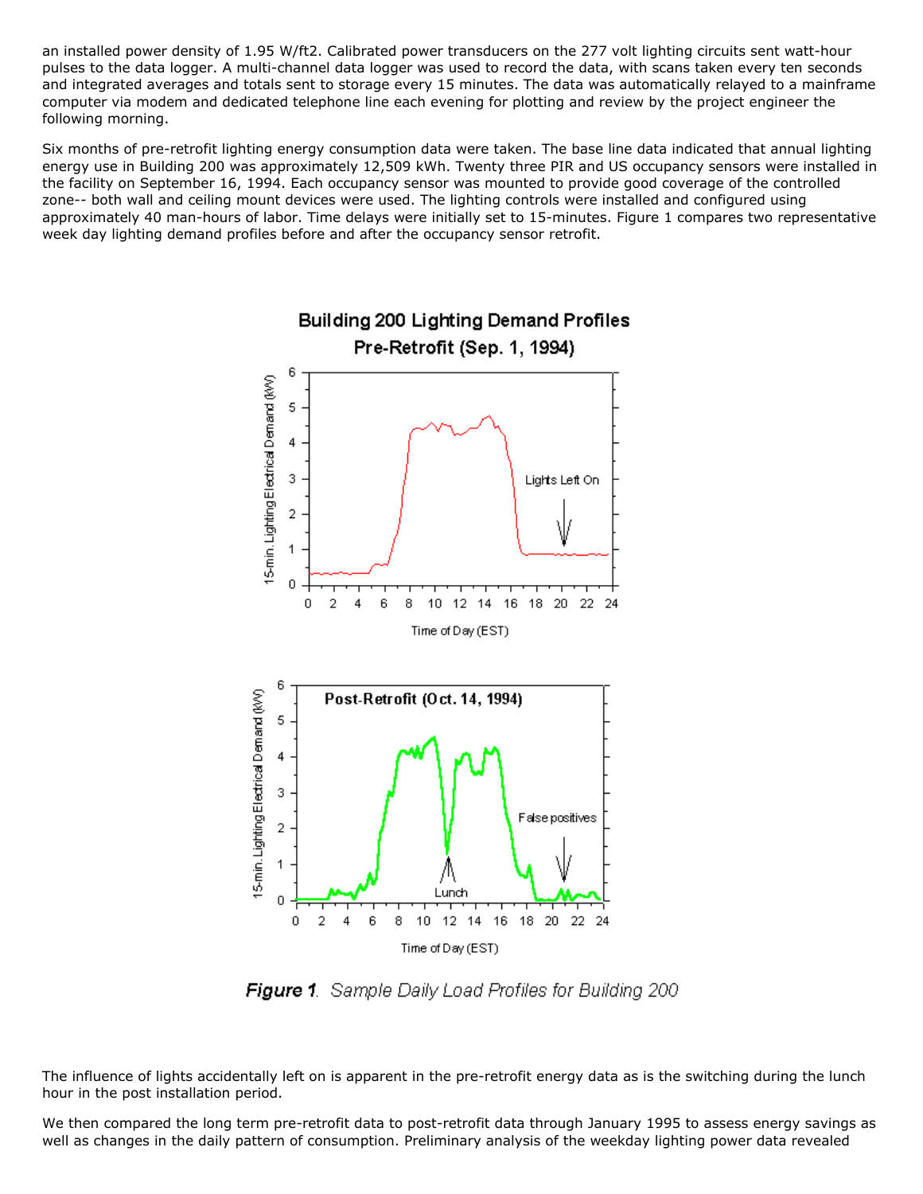an installed power density of 1.95 W/ft2. Calibrated power transducers on the 277 volt lighting circuits sent watt-hour pulses to the data logger. A multi-channel data logger was used to record the data, with scans taken every ten seconds and integrated averages and totals sent to storage every 15 minutes. The data was automatically relayed to a mainframe computer via modem and dedicated telephone line each evening for plotting and review by the project engineer the following morning.

Six months of pre-retrofit lighting energy consumption data were taken. The base line data indicated that annual lighting energy use in Building 200 was approximately 12,509 kWh. Twenty three PIR and US occupancy sensors were installed in the facility on September 16, 1994. Each occupancy sensor was mounted to provide good coverage of the controlled zone-- both wall and ceiling mount devices were used. The lighting controls were installed and configured using approximately 40 man-hours of labor. Time delays were initially set to 15-minutes. Figure 1 compares two representative week day lighting demand profiles before and after the occupancy sensor retrofit.

***Figure 1**. Sample Daily Load Profiles for Building 200*

The influence of lights accidentally left on is apparent in the pre-retrofit energy data as is the switching during the lunch hour in the post installation period.

We then compared the long term pre-retrofit data to post-retrofit data through January 1995 to assess energy savings as well as changes in the daily pattern of consumption. Preliminary analysis of the weekday lighting power data revealed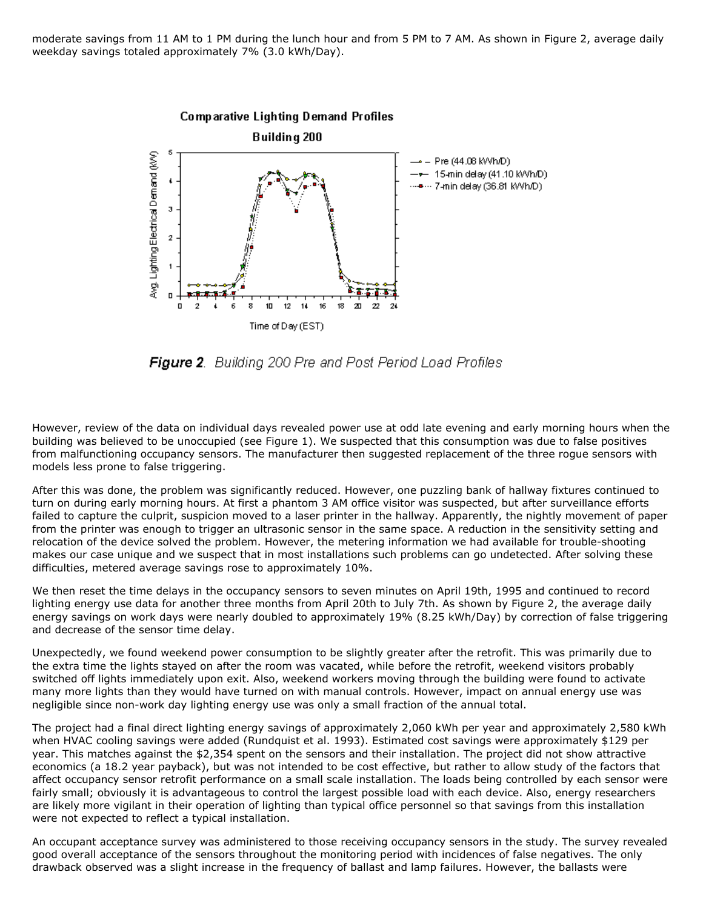moderate savings from 11 AM to 1 PM during the lunch hour and from 5 PM to 7 AM. As shown in Figure 2, average daily weekday savings totaled approximately 7% (3.0 kWh/Day).

**Figure 2**. *Building 200 Pre and Post Period Load Profiles*

However, review of the data on individual days revealed power use at odd late evening and early morning hours when the building was believed to be unoccupied (see Figure 1). We suspected that this consumption was due to false positives from malfunctioning occupancy sensors. The manufacturer then suggested replacement of the three rogue sensors with models less prone to false triggering.

After this was done, the problem was significantly reduced. However, one puzzling bank of hallway fixtures continued to turn on during early morning hours. At first a phantom 3 AM office visitor was suspected, but after surveillance efforts failed to capture the culprit, suspicion moved to a laser printer in the hallway. Apparently, the nightly movement of paper from the printer was enough to trigger an ultrasonic sensor in the same space. A reduction in the sensitivity setting and relocation of the device solved the problem. However, the metering information we had available for trouble-shooting makes our case unique and we suspect that in most installations such problems can go undetected. After solving these difficulties, metered average savings rose to approximately 10%.

We then reset the time delays in the occupancy sensors to seven minutes on April 19th, 1995 and continued to record lighting energy use data for another three months from April 20th to July 7th. As shown by Figure 2, the average daily energy savings on work days were nearly doubled to approximately 19% (8.25 kWh/Day) by correction of false triggering and decrease of the sensor time delay.

Unexpectedly, we found weekend power consumption to be slightly greater after the retrofit. This was primarily due to the extra time the lights stayed on after the room was vacated, while before the retrofit, weekend visitors probably switched off lights immediately upon exit. Also, weekend workers moving through the building were found to activate many more lights than they would have turned on with manual controls. However, impact on annual energy use was negligible since non-work day lighting energy use was only a small fraction of the annual total.

The project had a final direct lighting energy savings of approximately 2,060 kWh per year and approximately 2,580 kWh when HVAC cooling savings were added (Rundquist et al. 1993). Estimated cost savings were approximately $129 per year. This matches against the $2,354 spent on the sensors and their installation. The project did not show attractive economics (a 18.2 year payback), but was not intended to be cost effective, but rather to allow study of the factors that affect occupancy sensor retrofit performance on a small scale installation. The loads being controlled by each sensor were fairly small; obviously it is advantageous to control the largest possible load with each device. Also, energy researchers are likely more vigilant in their operation of lighting than typical office personnel so that savings from this installation were not expected to reflect a typical installation.

An occupant acceptance survey was administered to those receiving occupancy sensors in the study. The survey revealed good overall acceptance of the sensors throughout the monitoring period with incidences of false negatives. The only drawback observed was a slight increase in the frequency of ballast and lamp failures. However, the ballasts were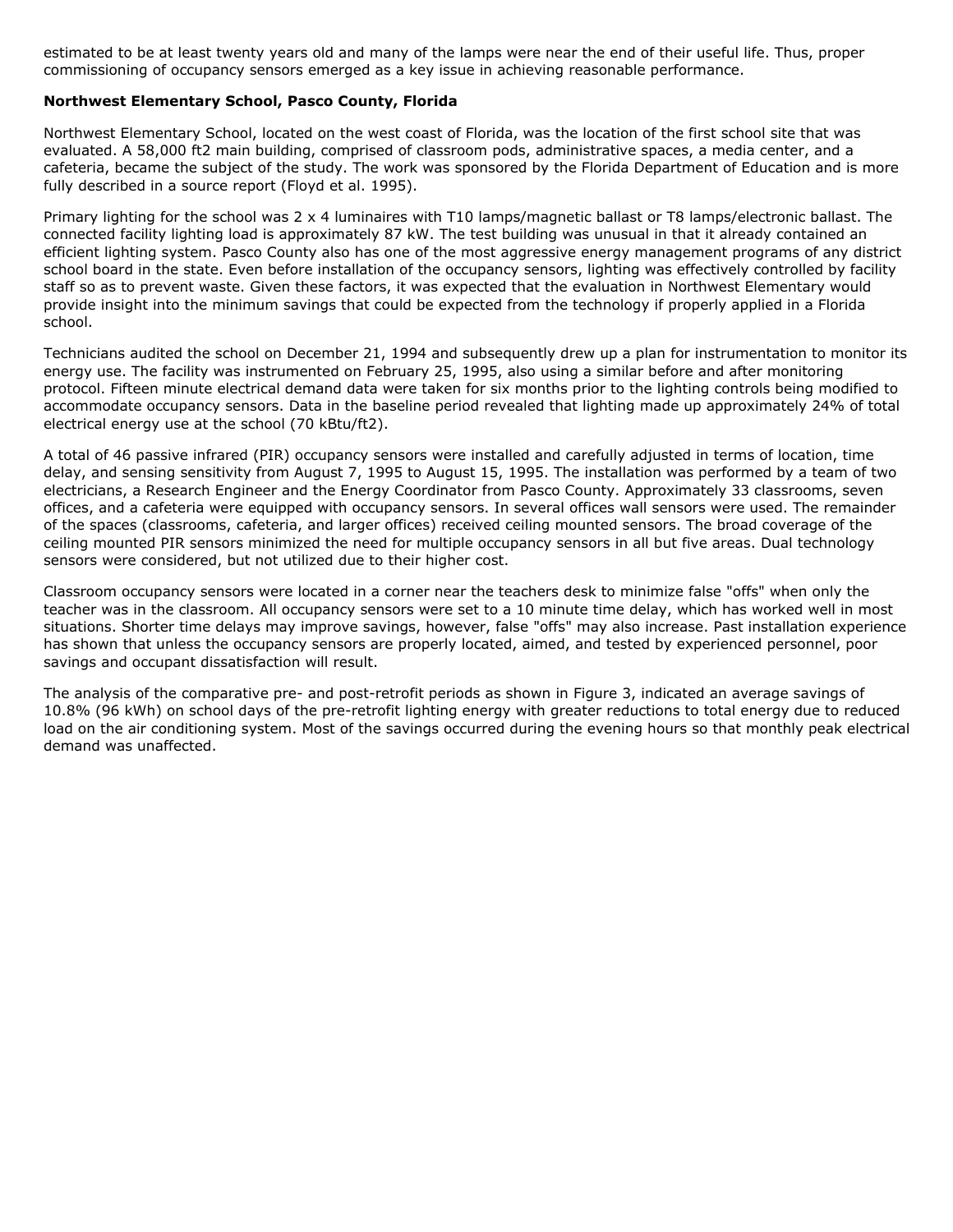estimated to be at least twenty years old and many of the lamps were near the end of their useful life. Thus, proper commissioning of occupancy sensors emerged as a key issue in achieving reasonable performance.

**Northwest Elementary School, Pasco County, Florida**

Northwest Elementary School, located on the west coast of Florida, was the location of the first school site that was evaluated. A 58,000 ft2 main building, comprised of classroom pods, administrative spaces, a media center, and a cafeteria, became the subject of the study. The work was sponsored by the Florida Department of Education and is more fully described in a source report (Floyd et al. 1995).

Primary lighting for the school was 2 x 4 luminaires with T10 lamps/magnetic ballast or T8 lamps/electronic ballast. The connected facility lighting load is approximately 87 kW. The test building was unusual in that it already contained an efficient lighting system. Pasco County also has one of the most aggressive energy management programs of any district school board in the state. Even before installation of the occupancy sensors, lighting was effectively controlled by facility staff so as to prevent waste. Given these factors, it was expected that the evaluation in Northwest Elementary would provide insight into the minimum savings that could be expected from the technology if properly applied in a Florida school.

Technicians audited the school on December 21, 1994 and subsequently drew up a plan for instrumentation to monitor its energy use. The facility was instrumented on February 25, 1995, also using a similar before and after monitoring protocol. Fifteen minute electrical demand data were taken for six months prior to the lighting controls being modified to accommodate occupancy sensors. Data in the baseline period revealed that lighting made up approximately 24% of total electrical energy use at the school (70 kBtu/ft2).

A total of 46 passive infrared (PIR) occupancy sensors were installed and carefully adjusted in terms of location, time delay, and sensing sensitivity from August 7, 1995 to August 15, 1995. The installation was performed by a team of two electricians, a Research Engineer and the Energy Coordinator from Pasco County. Approximately 33 classrooms, seven offices, and a cafeteria were equipped with occupancy sensors. In several offices wall sensors were used. The remainder of the spaces (classrooms, cafeteria, and larger offices) received ceiling mounted sensors. The broad coverage of the ceiling mounted PIR sensors minimized the need for multiple occupancy sensors in all but five areas. Dual technology sensors were considered, but not utilized due to their higher cost.

Classroom occupancy sensors were located in a corner near the teachers desk to minimize false "offs" when only the teacher was in the classroom. All occupancy sensors were set to a 10 minute time delay, which has worked well in most situations. Shorter time delays may improve savings, however, false "offs" may also increase. Past installation experience has shown that unless the occupancy sensors are properly located, aimed, and tested by experienced personnel, poor savings and occupant dissatisfaction will result.

The analysis of the comparative pre- and post-retrofit periods as shown in Figure 3, indicated an average savings of 10.8% (96 kWh) on school days of the pre-retrofit lighting energy with greater reductions to total energy due to reduced load on the air conditioning system. Most of the savings occurred during the evening hours so that monthly peak electrical demand was unaffected.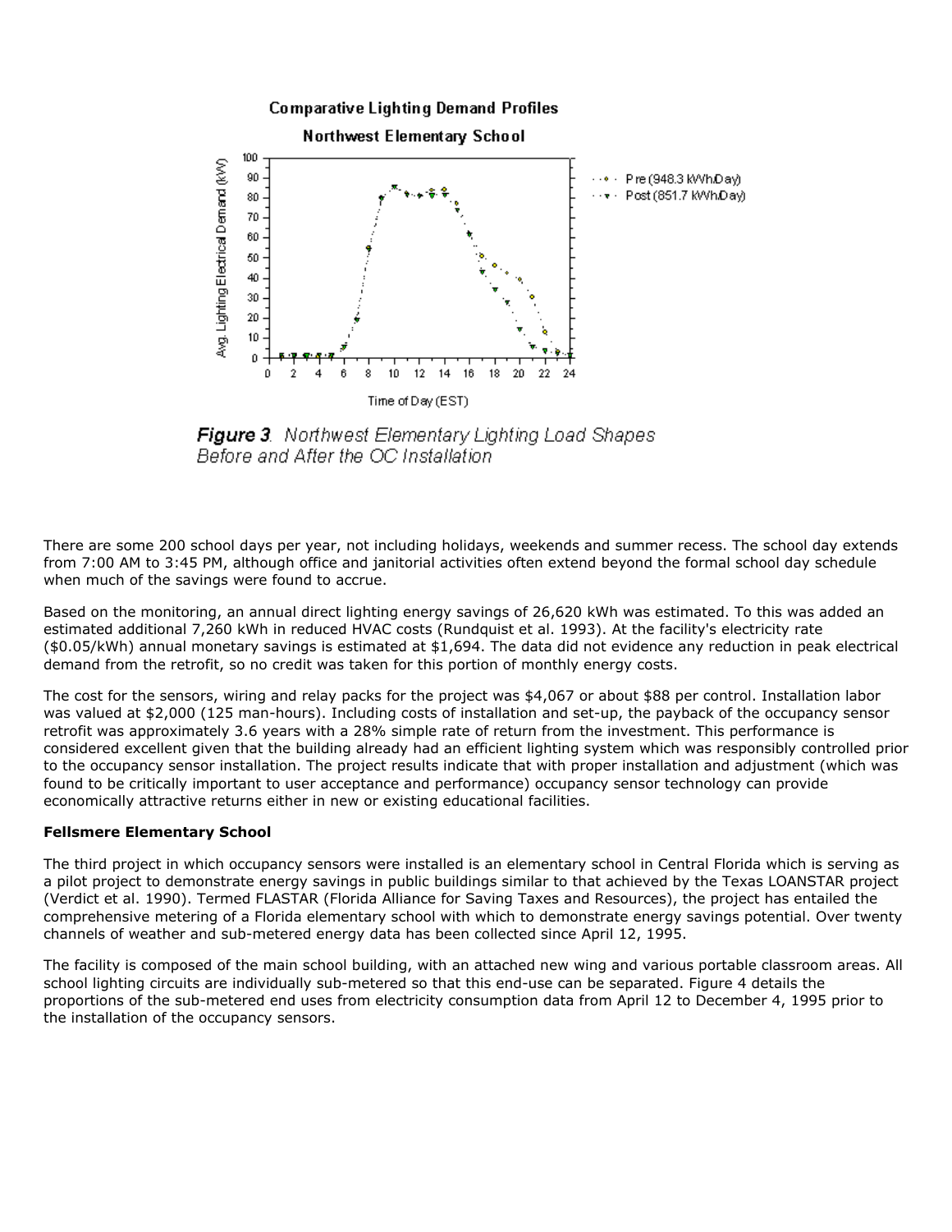**Figure 3**. *Northwest Elementary Lighting Load Shapes Before and After the OC Installation*

There are some 200 school days per year, not including holidays, weekends and summer recess. The school day extends from 7:00 AM to 3:45 PM, although office and janitorial activities often extend beyond the formal school day schedule when much of the savings were found to accrue.

Based on the monitoring, an annual direct lighting energy savings of 26,620 kWh was estimated. To this was added an estimated additional 7,260 kWh in reduced HVAC costs (Rundquist et al. 1993). At the facility's electricity rate ($0.05/kWh) annual monetary savings is estimated at $1,694. The data did not evidence any reduction in peak electrical demand from the retrofit, so no credit was taken for this portion of monthly energy costs.

The cost for the sensors, wiring and relay packs for the project was $4,067 or about $88 per control. Installation labor was valued at $2,000 (125 man-hours). Including costs of installation and set-up, the payback of the occupancy sensor retrofit was approximately 3.6 years with a 28% simple rate of return from the investment. This performance is considered excellent given that the building already had an efficient lighting system which was responsibly controlled prior to the occupancy sensor installation. The project results indicate that with proper installation and adjustment (which was found to be critically important to user acceptance and performance) occupancy sensor technology can provide economically attractive returns either in new or existing educational facilities.

**Fellsmere Elementary School**

The third project in which occupancy sensors were installed is an elementary school in Central Florida which is serving as a pilot project to demonstrate energy savings in public buildings similar to that achieved by the Texas LOANSTAR project (Verdict et al. 1990). Termed FLASTAR (Florida Alliance for Saving Taxes and Resources), the project has entailed the comprehensive metering of a Florida elementary school with which to demonstrate energy savings potential. Over twenty channels of weather and sub-metered energy data has been collected since April 12, 1995.

The facility is composed of the main school building, with an attached new wing and various portable classroom areas. All school lighting circuits are individually sub-metered so that this end-use can be separated. Figure 4 details the proportions of the sub-metered end uses from electricity consumption data from April 12 to December 4, 1995 prior to the installation of the occupancy sensors.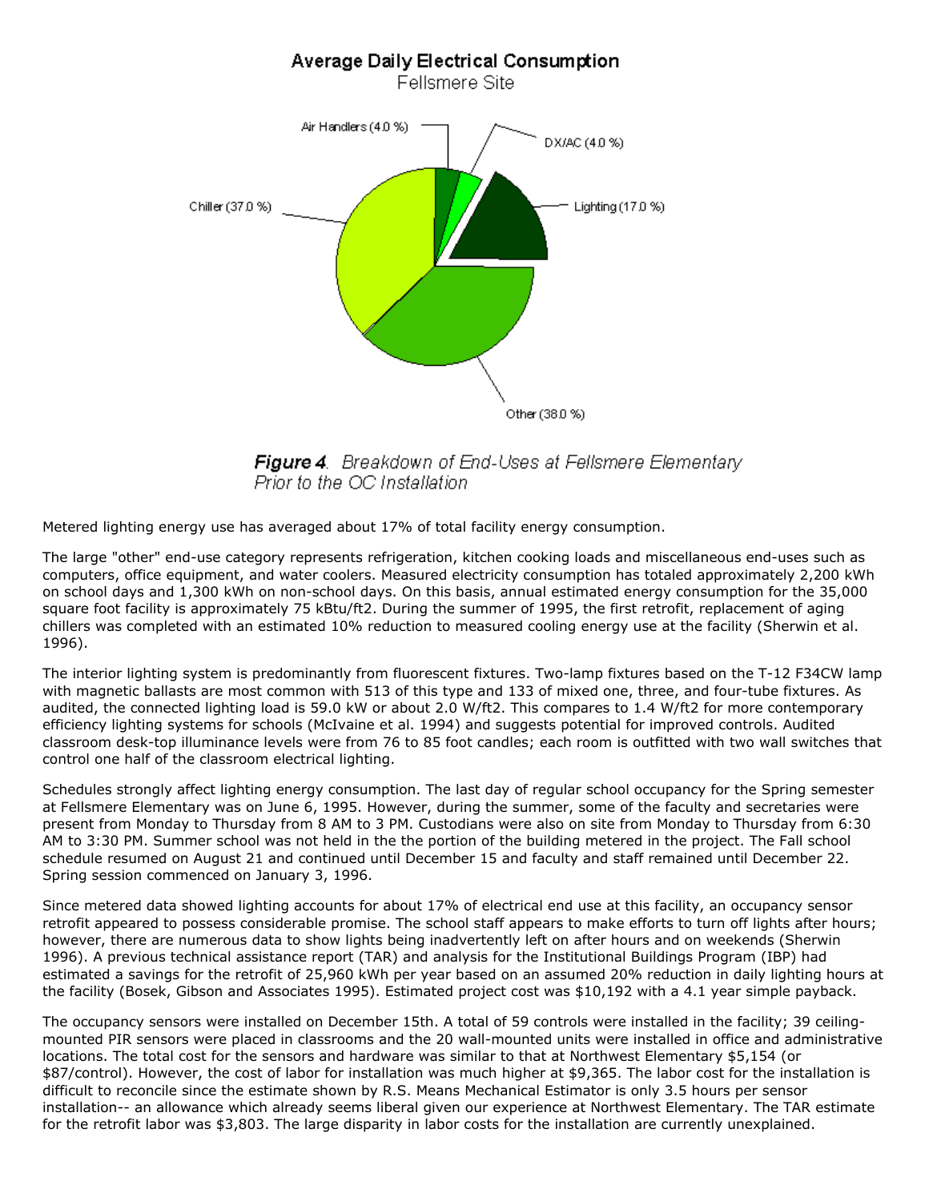**Figure 4**. *Breakdown of End-Uses at Fellsmere Elementary Prior to the OC Installation*

Metered lighting energy use has averaged about 17% of total facility energy consumption.

The large "other" end-use category represents refrigeration, kitchen cooking loads and miscellaneous end-uses such as computers, office equipment, and water coolers. Measured electricity consumption has totaled approximately 2,200 kWh on school days and 1,300 kWh on non-school days. On this basis, annual estimated energy consumption for the 35,000 square foot facility is approximately 75 kBtu/ft2. During the summer of 1995, the first retrofit, replacement of aging chillers was completed with an estimated 10% reduction to measured cooling energy use at the facility (Sherwin et al. 1996).

The interior lighting system is predominantly from fluorescent fixtures. Two-lamp fixtures based on the T-12 F34CW lamp with magnetic ballasts are most common with 513 of this type and 133 of mixed one, three, and four-tube fixtures. As audited, the connected lighting load is 59.0 kW or about 2.0 W/ft2. This compares to 1.4 W/ft2 for more contemporary efficiency lighting systems for schools (McIvaine et al. 1994) and suggests potential for improved controls. Audited classroom desk-top illuminance levels were from 76 to 85 foot candles; each room is outfitted with two wall switches that control one half of the classroom electrical lighting.

Schedules strongly affect lighting energy consumption. The last day of regular school occupancy for the Spring semester at Fellsmere Elementary was on June 6, 1995. However, during the summer, some of the faculty and secretaries were present from Monday to Thursday from 8 AM to 3 PM. Custodians were also on site from Monday to Thursday from 6:30 AM to 3:30 PM. Summer school was not held in the the portion of the building metered in the project. The Fall school schedule resumed on August 21 and continued until December 15 and faculty and staff remained until December 22. Spring session commenced on January 3, 1996.

Since metered data showed lighting accounts for about 17% of electrical end use at this facility, an occupancy sensor retrofit appeared to possess considerable promise. The school staff appears to make efforts to turn off lights after hours; however, there are numerous data to show lights being inadvertently left on after hours and on weekends (Sherwin 1996). A previous technical assistance report (TAR) and analysis for the Institutional Buildings Program (IBP) had estimated a savings for the retrofit of 25,960 kWh per year based on an assumed 20% reduction in daily lighting hours at the facility (Bosek, Gibson and Associates 1995). Estimated project cost was $10,192 with a 4.1 year simple payback.

The occupancy sensors were installed on December 15th. A total of 59 controls were installed in the facility; 39 ceiling-mounted PIR sensors were placed in classrooms and the 20 wall-mounted units were installed in office and administrative locations. The total cost for the sensors and hardware was similar to that at Northwest Elementary $5,154 (or $87/control). However, the cost of labor for installation was much higher at $9,365. The labor cost for the installation is difficult to reconcile since the estimate shown by R.S. Means Mechanical Estimator is only 3.5 hours per sensor installation-- an allowance which already seems liberal given our experience at Northwest Elementary. The TAR estimate for the retrofit labor was $3,803. The large disparity in labor costs for the installation are currently unexplained.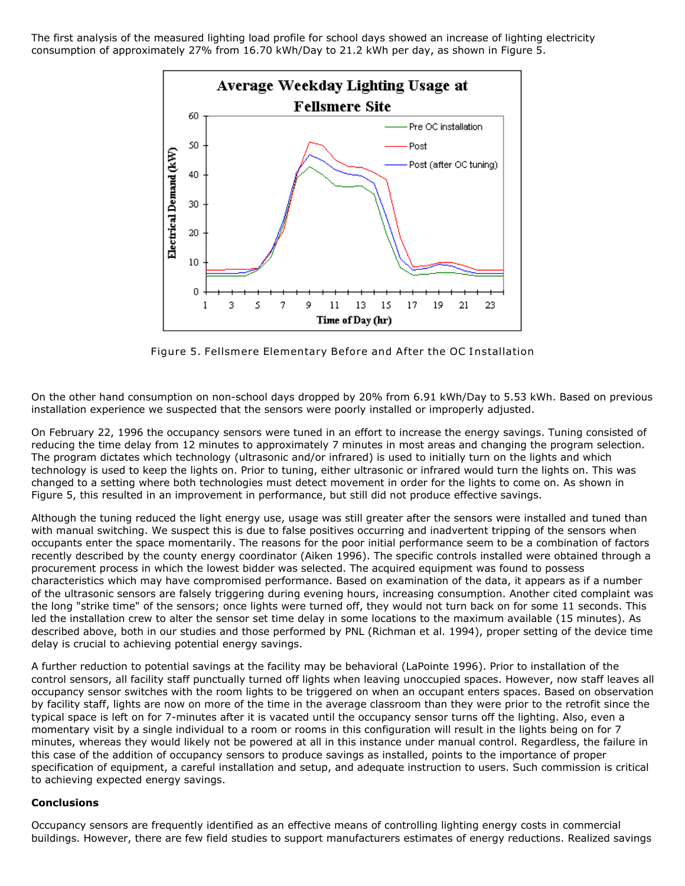The first analysis of the measured lighting load profile for school days showed an increase of lighting electricity consumption of approximately 27% from 16.70 kWh/Day to 21.2 kWh per day, as shown in Figure 5.

Figure 5. Fellsmere Elementary Before and After the OC Installation

On the other hand consumption on non-school days dropped by 20% from 6.91 kWh/Day to 5.53 kWh. Based on previous installation experience we suspected that the sensors were poorly installed or improperly adjusted.

On February 22, 1996 the occupancy sensors were tuned in an effort to increase the energy savings. Tuning consisted of reducing the time delay from 12 minutes to approximately 7 minutes in most areas and changing the program selection. The program dictates which technology (ultrasonic and/or infrared) is used to initially turn on the lights and which technology is used to keep the lights on. Prior to tuning, either ultrasonic or infrared would turn the lights on. This was changed to a setting where both technologies must detect movement in order for the lights to come on. As shown in Figure 5, this resulted in an improvement in performance, but still did not produce effective savings.

Although the tuning reduced the light energy use, usage was still greater after the sensors were installed and tuned than with manual switching. We suspect this is due to false positives occurring and inadvertent tripping of the sensors when occupants enter the space momentarily. The reasons for the poor initial performance seem to be a combination of factors recently described by the county energy coordinator (Aiken 1996). The specific controls installed were obtained through a procurement process in which the lowest bidder was selected. The acquired equipment was found to possess characteristics which may have compromised performance. Based on examination of the data, it appears as if a number of the ultrasonic sensors are falsely triggering during evening hours, increasing consumption. Another cited complaint was the long "strike time" of the sensors; once lights were turned off, they would not turn back on for some 11 seconds. This led the installation crew to alter the sensor set time delay in some locations to the maximum available (15 minutes). As described above, both in our studies and those performed by PNL (Richman et al. 1994), proper setting of the device time delay is crucial to achieving potential energy savings.

A further reduction to potential savings at the facility may be behavioral (LaPointe 1996). Prior to installation of the control sensors, all facility staff punctually turned off lights when leaving unoccupied spaces. However, now staff leaves all occupancy sensor switches with the room lights to be triggered on when an occupant enters spaces. Based on observation by facility staff, lights are now on more of the time in the average classroom than they were prior to the retrofit since the typical space is left on for 7-minutes after it is vacated until the occupancy sensor turns off the lighting. Also, even a momentary visit by a single individual to a room or rooms in this configuration will result in the lights being on for 7 minutes, whereas they would likely not be powered at all in this instance under manual control. Regardless, the failure in this case of the addition of occupancy sensors to produce savings as installed, points to the importance of proper specification of equipment, a careful installation and setup, and adequate instruction to users. Such commission is critical to achieving expected energy savings.

**Conclusions**

Occupancy sensors are frequently identified as an effective means of controlling lighting energy costs in commercial buildings. However, there are few field studies to support manufacturers estimates of energy reductions. Realized savings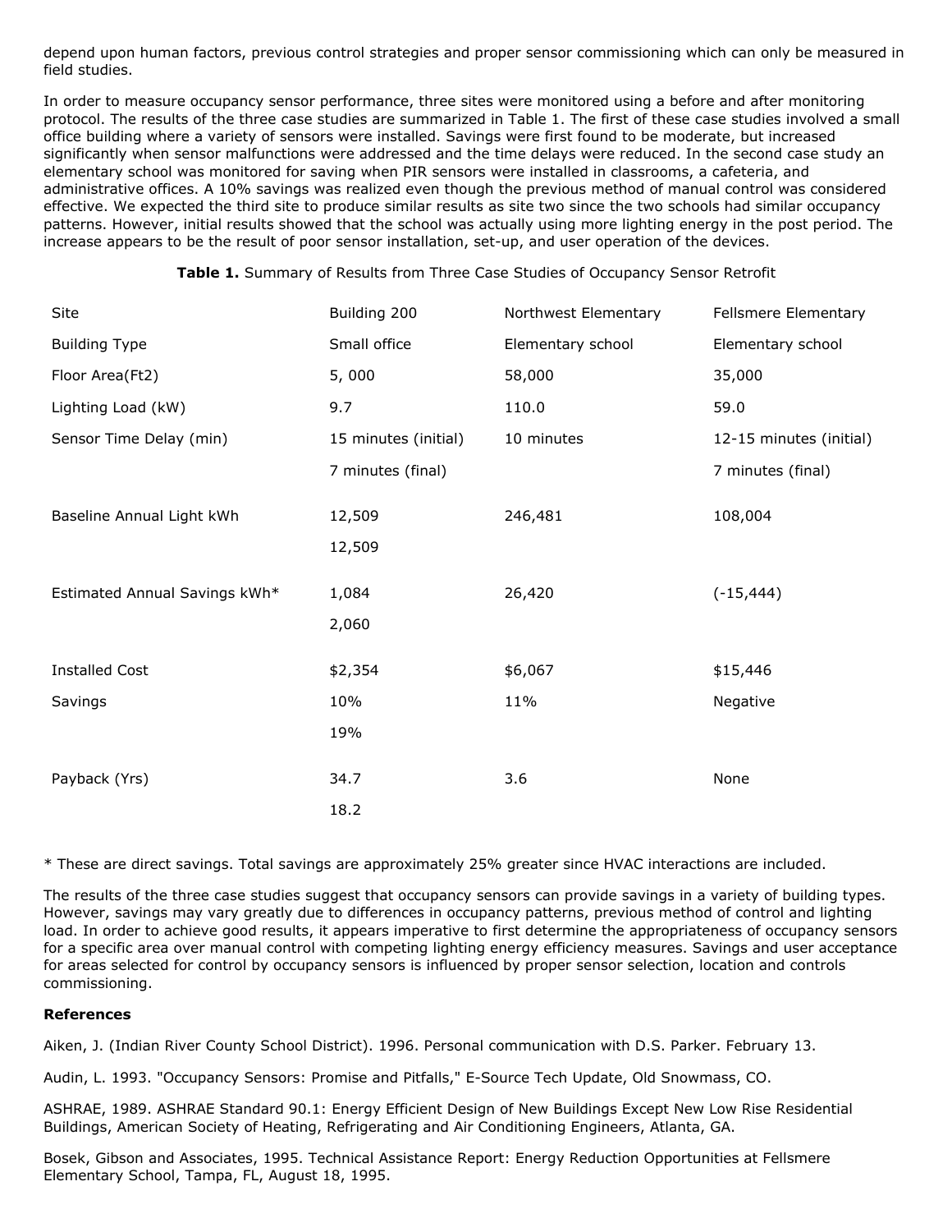depend upon human factors, previous control strategies and proper sensor commissioning which can only be measured in field studies.

In order to measure occupancy sensor performance, three sites were monitored using a before and after monitoring protocol. The results of the three case studies are summarized in Table 1. The first of these case studies involved a small office building where a variety of sensors were installed. Savings were first found to be moderate, but increased significantly when sensor malfunctions were addressed and the time delays were reduced. In the second case study an elementary school was monitored for saving when PIR sensors were installed in classrooms, a cafeteria, and administrative offices. A 10% savings was realized even though the previous method of manual control was considered effective. We expected the third site to produce similar results as site two since the two schools had similar occupancy patterns. However, initial results showed that the school was actually using more lighting energy in the post period. The increase appears to be the result of poor sensor installation, set-up, and user operation of the devices.

**Table 1.** Summary of Results from Three Case Studies of Occupancy Sensor Retrofit

| Site | Building 200 | Northwest Elementary | Fellsmere Elementary |
|---|---|---|---|
| Building Type | Small office | Elementary school | Elementary school |
| Floor Area(Ft2) | 5, 000 | 58,000 | 35,000 |
| Lighting Load (kW) | 9.7 | 110.0 | 59.0 |
| Sensor Time Delay (min) | 15 minutes (initial) | 10 minutes | 12-15 minutes (initial) |
| | 7 minutes (final) | | 7 minutes (final) |
| Baseline Annual Light kWh | 12,509 | 246,481 | 108,004 |
| | 12,509 | | |
| Estimated Annual Savings kWh* | 1,084 | 26,420 | (-15,444) |
| | 2,060 | | |
| Installed Cost | $2,354 | $6,067 | $15,446 |
| Savings | 10% | 11% | Negative |
| | 19% | | |
| Payback (Yrs) | 34.7 | 3.6 | None |
| | 18.2 | | |

* These are direct savings. Total savings are approximately 25% greater since HVAC interactions are included.

The results of the three case studies suggest that occupancy sensors can provide savings in a variety of building types. However, savings may vary greatly due to differences in occupancy patterns, previous method of control and lighting load. In order to achieve good results, it appears imperative to first determine the appropriateness of occupancy sensors for a specific area over manual control with competing lighting energy efficiency measures. Savings and user acceptance for areas selected for control by occupancy sensors is influenced by proper sensor selection, location and controls commissioning.

**References**

Aiken, J. (Indian River County School District). 1996. Personal communication with D.S. Parker. February 13.

Audin, L. 1993. "Occupancy Sensors: Promise and Pitfalls," E-Source Tech Update, Old Snowmass, CO.

ASHRAE, 1989. ASHRAE Standard 90.1: Energy Efficient Design of New Buildings Except New Low Rise Residential Buildings, American Society of Heating, Refrigerating and Air Conditioning Engineers, Atlanta, GA.

Bosek, Gibson and Associates, 1995. Technical Assistance Report: Energy Reduction Opportunities at Fellsmere Elementary School, Tampa, FL, August 18, 1995.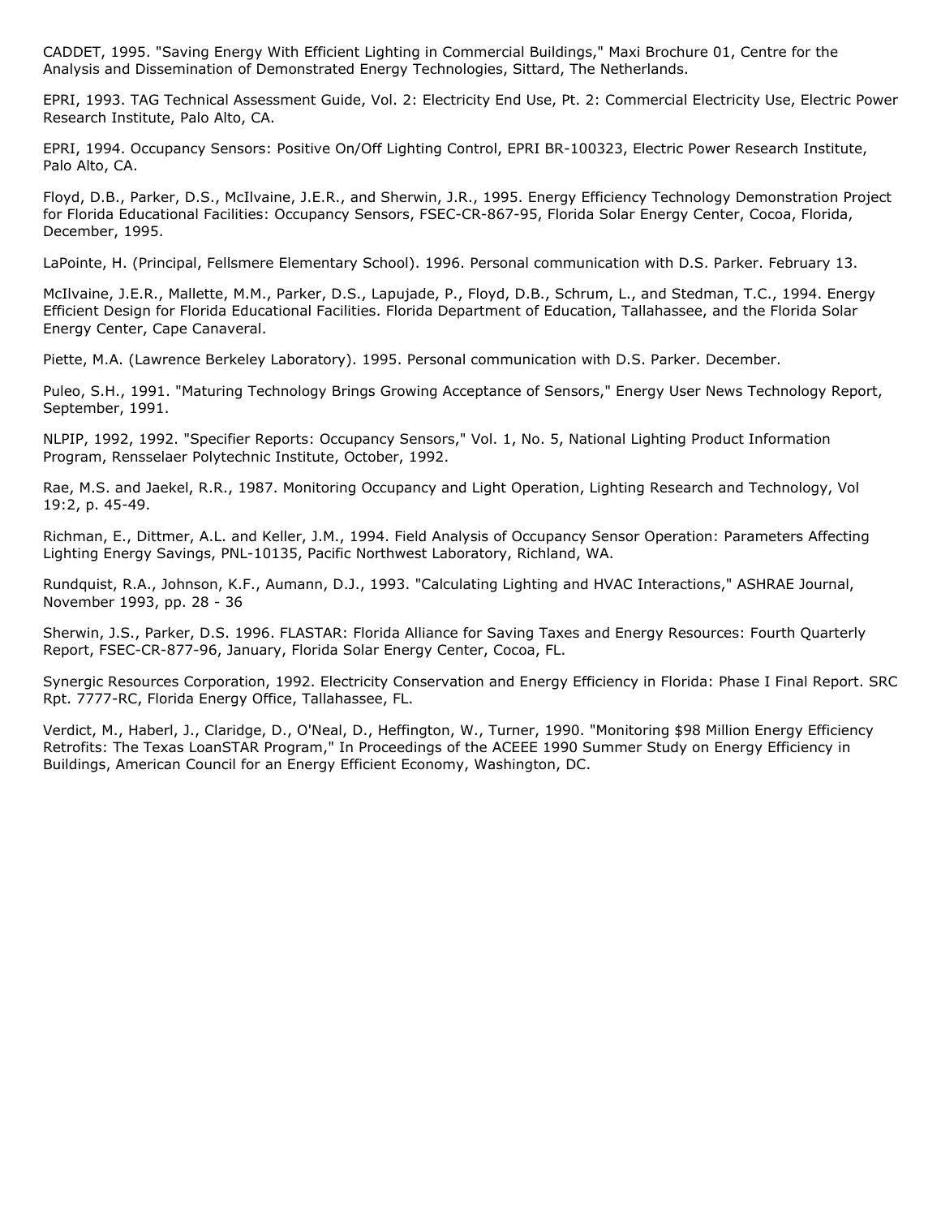CADDET, 1995. "Saving Energy With Efficient Lighting in Commercial Buildings," Maxi Brochure 01, Centre for the Analysis and Dissemination of Demonstrated Energy Technologies, Sittard, The Netherlands.

EPRI, 1993. TAG Technical Assessment Guide, Vol. 2: Electricity End Use, Pt. 2: Commercial Electricity Use, Electric Power Research Institute, Palo Alto, CA.

EPRI, 1994. Occupancy Sensors: Positive On/Off Lighting Control, EPRI BR-100323, Electric Power Research Institute, Palo Alto, CA.

Floyd, D.B., Parker, D.S., McIlvaine, J.E.R., and Sherwin, J.R., 1995. Energy Efficiency Technology Demonstration Project for Florida Educational Facilities: Occupancy Sensors, FSEC-CR-867-95, Florida Solar Energy Center, Cocoa, Florida, December, 1995.

LaPointe, H. (Principal, Fellsmere Elementary School). 1996. Personal communication with D.S. Parker. February 13.

McIlvaine, J.E.R., Mallette, M.M., Parker, D.S., Lapujade, P., Floyd, D.B., Schrum, L., and Stedman, T.C., 1994. Energy Efficient Design for Florida Educational Facilities. Florida Department of Education, Tallahassee, and the Florida Solar Energy Center, Cape Canaveral.

Piette, M.A. (Lawrence Berkeley Laboratory). 1995. Personal communication with D.S. Parker. December.

Puleo, S.H., 1991. "Maturing Technology Brings Growing Acceptance of Sensors," Energy User News Technology Report, September, 1991.

NLPIP, 1992, 1992. "Specifier Reports: Occupancy Sensors," Vol. 1, No. 5, National Lighting Product Information Program, Rensselaer Polytechnic Institute, October, 1992.

Rae, M.S. and Jaekel, R.R., 1987. Monitoring Occupancy and Light Operation, Lighting Research and Technology, Vol 19:2, p. 45-49.

Richman, E., Dittmer, A.L. and Keller, J.M., 1994. Field Analysis of Occupancy Sensor Operation: Parameters Affecting Lighting Energy Savings, PNL-10135, Pacific Northwest Laboratory, Richland, WA.

Rundquist, R.A., Johnson, K.F., Aumann, D.J., 1993. "Calculating Lighting and HVAC Interactions," ASHRAE Journal, November 1993, pp. 28 - 36

Sherwin, J.S., Parker, D.S. 1996. FLASTAR: Florida Alliance for Saving Taxes and Energy Resources: Fourth Quarterly Report, FSEC-CR-877-96, January, Florida Solar Energy Center, Cocoa, FL.

Synergic Resources Corporation, 1992. Electricity Conservation and Energy Efficiency in Florida: Phase I Final Report. SRC Rpt. 7777-RC, Florida Energy Office, Tallahassee, FL.

Verdict, M., Haberl, J., Claridge, D., O'Neal, D., Heffington, W., Turner, 1990. "Monitoring $98 Million Energy Efficiency Retrofits: The Texas LoanSTAR Program," In Proceedings of the ACEEE 1990 Summer Study on Energy Efficiency in Buildings, American Council for an Energy Efficient Economy, Washington, DC.